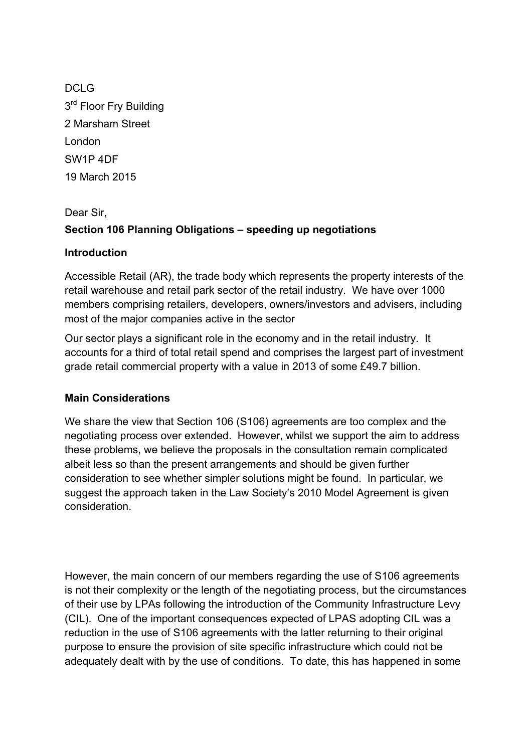DCLG

3rd Floor Fry Building

2 Marsham Street

London

SW1P 4DF

19 March 2015

Dear Sir,

**Section 106 Planning Obligations – speeding up negotiations**

**Introduction**

Accessible Retail (AR), the trade body which represents the property interests of the retail warehouse and retail park sector of the retail industry. We have over 1000 members comprising retailers, developers, owners/investors and advisers, including most of the major companies active in the sector

Our sector plays a significant role in the economy and in the retail industry. It accounts for a third of total retail spend and comprises the largest part of investment grade retail commercial property with a value in 2013 of some £49.7 billion.

**Main Considerations**

We share the view that Section 106 (S106) agreements are too complex and the negotiating process over extended. However, whilst we support the aim to address these problems, we believe the proposals in the consultation remain complicated albeit less so than the present arrangements and should be given further consideration to see whether simpler solutions might be found. In particular, we suggest the approach taken in the Law Society's 2010 Model Agreement is given consideration.

However, the main concern of our members regarding the use of S106 agreements is not their complexity or the length of the negotiating process, but the circumstances of their use by LPAs following the introduction of the Community Infrastructure Levy (CIL). One of the important consequences expected of LPAS adopting CIL was a reduction in the use of S106 agreements with the latter returning to their original purpose to ensure the provision of site specific infrastructure which could not be adequately dealt with by the use of conditions. To date, this has happened in some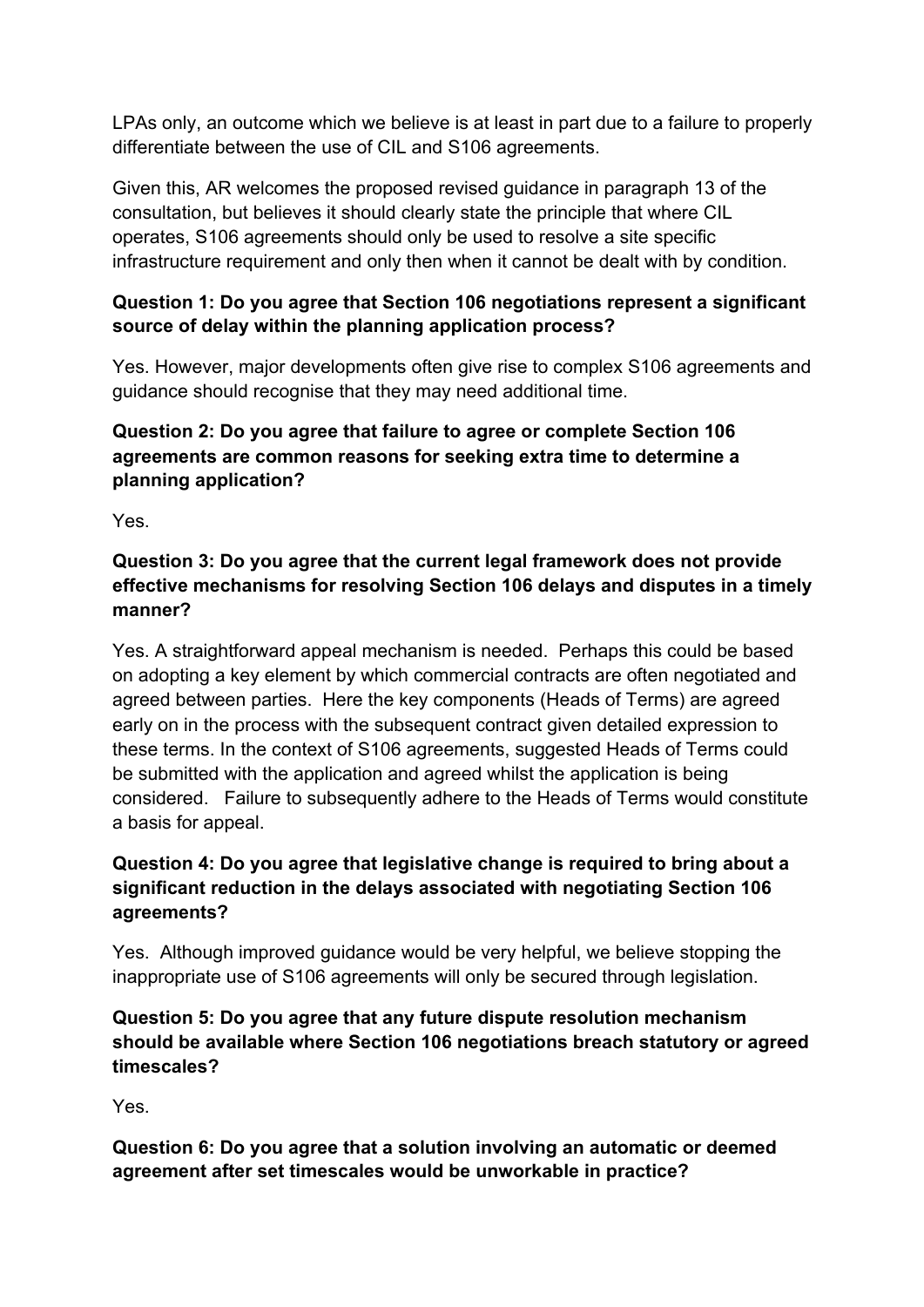LPAs only, an outcome which we believe is at least in part due to a failure to properly differentiate between the use of CIL and S106 agreements.

Given this, AR welcomes the proposed revised guidance in paragraph 13 of the consultation, but believes it should clearly state the principle that where CIL operates, S106 agreements should only be used to resolve a site specific infrastructure requirement and only then when it cannot be dealt with by condition.

**Question 1: Do you agree that Section 106 negotiations represent a significant source of delay within the planning application process?**

Yes. However, major developments often give rise to complex S106 agreements and guidance should recognise that they may need additional time.

**Question 2: Do you agree that failure to agree or complete Section 106 agreements are common reasons for seeking extra time to determine a planning application?**

Yes.

**Question 3: Do you agree that the current legal framework does not provide effective mechanisms for resolving Section 106 delays and disputes in a timely manner?**

Yes. A straightforward appeal mechanism is needed. Perhaps this could be based on adopting a key element by which commercial contracts are often negotiated and agreed between parties. Here the key components (Heads of Terms) are agreed early on in the process with the subsequent contract given detailed expression to these terms. In the context of S106 agreements, suggested Heads of Terms could be submitted with the application and agreed whilst the application is being considered. Failure to subsequently adhere to the Heads of Terms would constitute a basis for appeal.

**Question 4: Do you agree that legislative change is required to bring about a significant reduction in the delays associated with negotiating Section 106 agreements?**

Yes. Although improved guidance would be very helpful, we believe stopping the inappropriate use of S106 agreements will only be secured through legislation.

**Question 5: Do you agree that any future dispute resolution mechanism should be available where Section 106 negotiations breach statutory or agreed timescales?**

Yes.

**Question 6: Do you agree that a solution involving an automatic or deemed agreement after set timescales would be unworkable in practice?**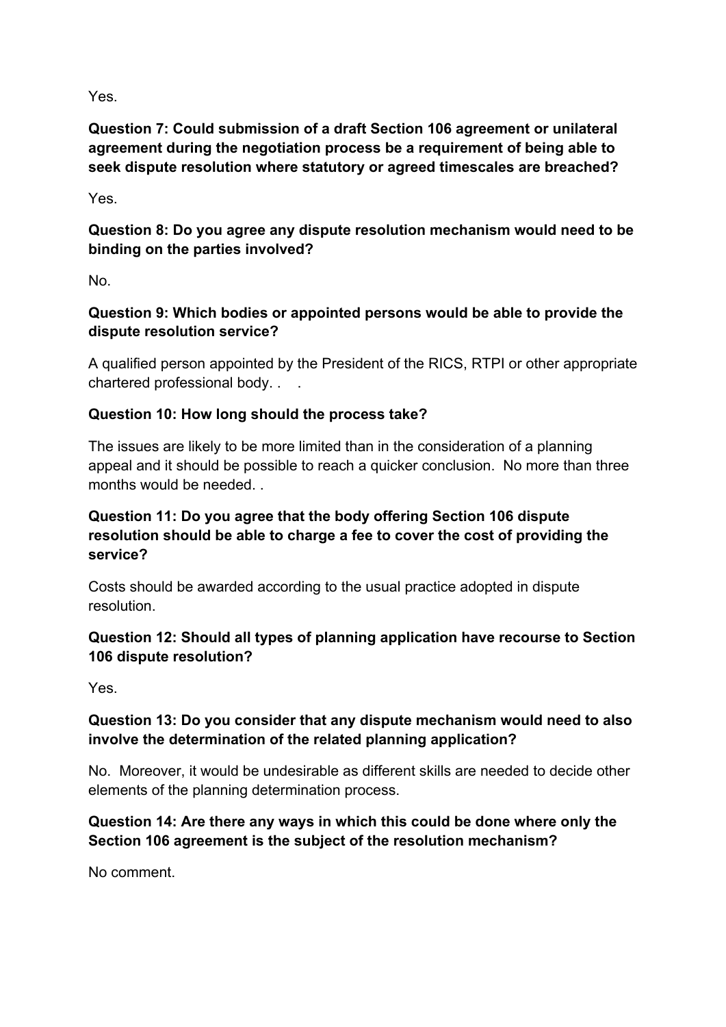Yes.

**Question 7: Could submission of a draft Section 106 agreement or unilateral agreement during the negotiation process be a requirement of being able to seek dispute resolution where statutory or agreed timescales are breached?**

Yes.

**Question 8: Do you agree any dispute resolution mechanism would need to be binding on the parties involved?**

No.

**Question 9: Which bodies or appointed persons would be able to provide the dispute resolution service?**

A qualified person appointed by the President of the RICS, RTPI or other appropriate chartered professional body. . .

**Question 10: How long should the process take?**

The issues are likely to be more limited than in the consideration of a planning appeal and it should be possible to reach a quicker conclusion. No more than three months would be needed. .

**Question 11: Do you agree that the body offering Section 106 dispute resolution should be able to charge a fee to cover the cost of providing the service?**

Costs should be awarded according to the usual practice adopted in dispute resolution.

**Question 12: Should all types of planning application have recourse to Section 106 dispute resolution?**

Yes.

**Question 13: Do you consider that any dispute mechanism would need to also involve the determination of the related planning application?**

No. Moreover, it would be undesirable as different skills are needed to decide other elements of the planning determination process.

**Question 14: Are there any ways in which this could be done where only the Section 106 agreement is the subject of the resolution mechanism?**

No comment.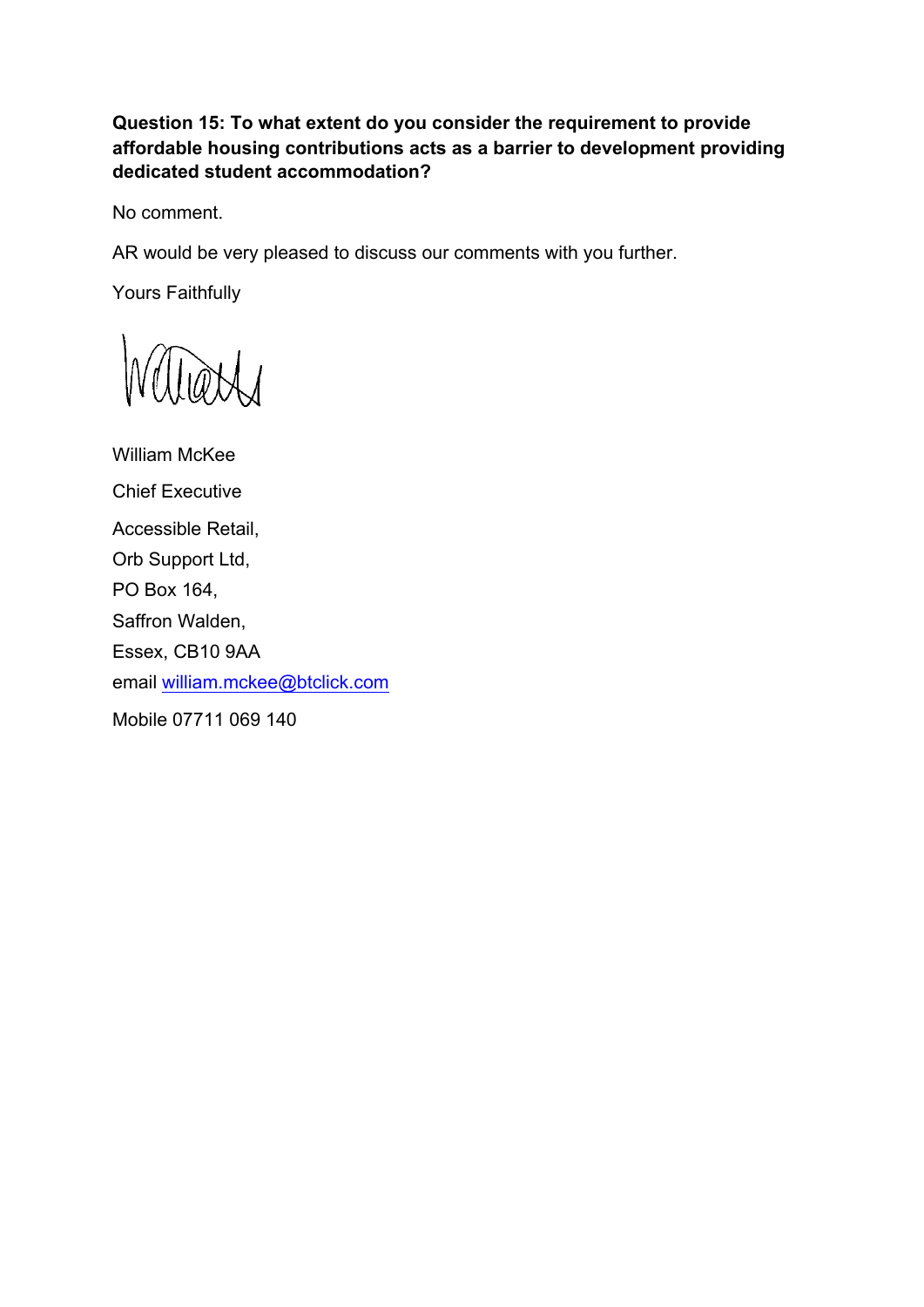**Question 15: To what extent do you consider the requirement to provide affordable housing contributions acts as a barrier to development providing dedicated student accommodation?**

No comment.

AR would be very pleased to discuss our comments with you further.

Yours Faithfully

William McKee

Chief Executive

Accessible Retail,
Orb Support Ltd,
PO Box 164,
Saffron Walden,
Essex, CB10 9AA
email william.mckee@btclick.com

Mobile 07711 069 140